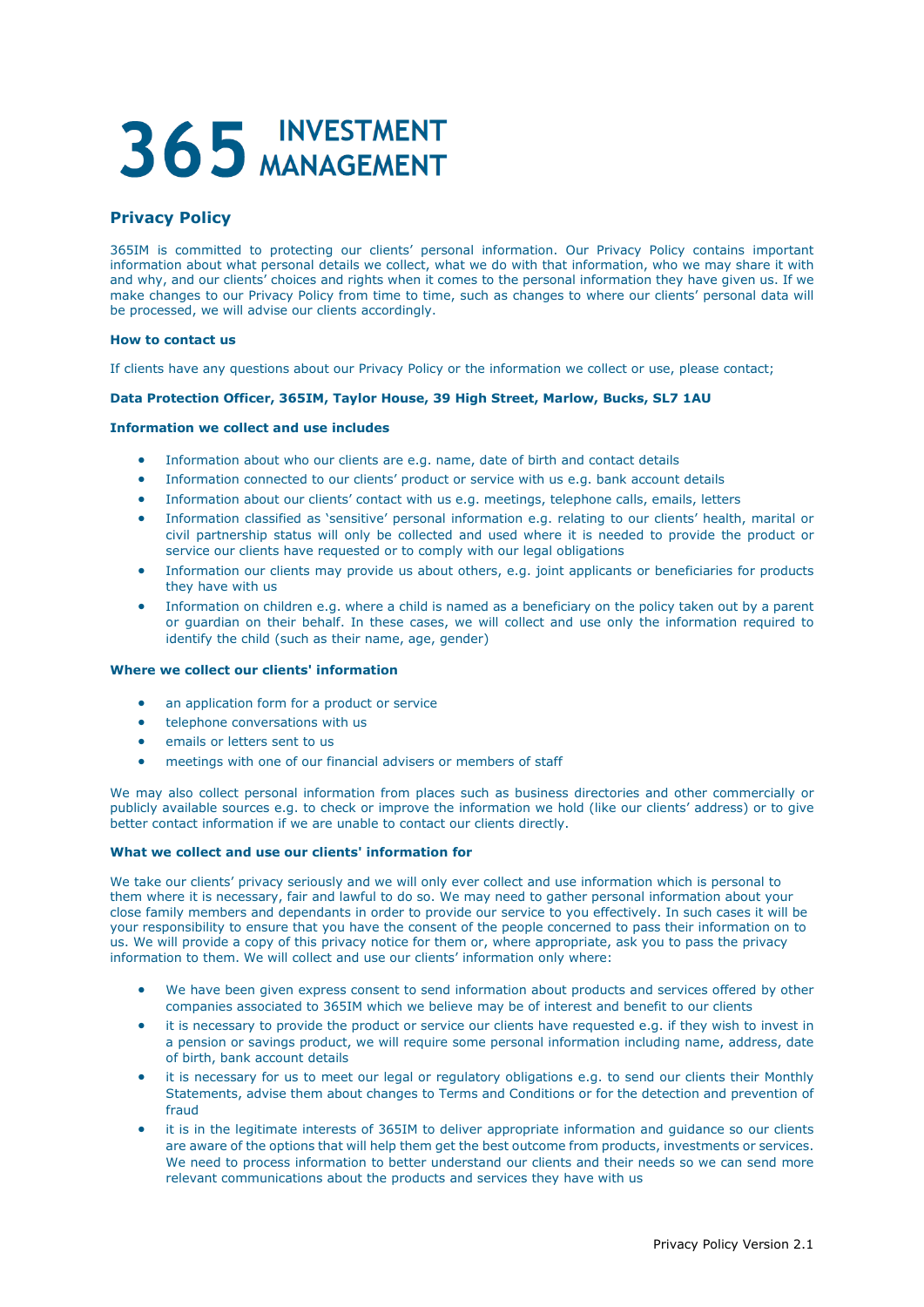# 365 INVESTMENT MANAGEMENT

## Privacy Policy

365IM is committed to protecting our clients' personal information. Our Privacy Policy contains important information about what personal details we collect, what we do with that information, who we may share it with and why, and our clients' choices and rights when it comes to the personal information they have given us. If we make changes to our Privacy Policy from time to time, such as changes to where our clients' personal data will be processed, we will advise our clients accordingly.

### How to contact us

If clients have any questions about our Privacy Policy or the information we collect or use, please contact;

**Data Protection Officer, 365IM, Taylor House, 39 High Street, Marlow, Bucks, SL7 1AU**

### Information we collect and use includes

- Information about who our clients are e.g. name, date of birth and contact details
- Information connected to our clients' product or service with us e.g. bank account details
- Information about our clients' contact with us e.g. meetings, telephone calls, emails, letters
- Information classified as 'sensitive' personal information e.g. relating to our clients' health, marital or civil partnership status will only be collected and used where it is needed to provide the product or service our clients have requested or to comply with our legal obligations
- Information our clients may provide us about others, e.g. joint applicants or beneficiaries for products they have with us
- Information on children e.g. where a child is named as a beneficiary on the policy taken out by a parent or guardian on their behalf. In these cases, we will collect and use only the information required to identify the child (such as their name, age, gender)

### Where we collect our clients' information

- an application form for a product or service
- telephone conversations with us
- emails or letters sent to us
- meetings with one of our financial advisers or members of staff

We may also collect personal information from places such as business directories and other commercially or publicly available sources e.g. to check or improve the information we hold (like our clients' address) or to give better contact information if we are unable to contact our clients directly.

### What we collect and use our clients' information for

We take our clients' privacy seriously and we will only ever collect and use information which is personal to them where it is necessary, fair and lawful to do so. We may need to gather personal information about your close family members and dependants in order to provide our service to you effectively. In such cases it will be your responsibility to ensure that you have the consent of the people concerned to pass their information on to us. We will provide a copy of this privacy notice for them or, where appropriate, ask you to pass the privacy information to them. We will collect and use our clients' information only where:

- We have been given express consent to send information about products and services offered by other companies associated to 365IM which we believe may be of interest and benefit to our clients
- it is necessary to provide the product or service our clients have requested e.g. if they wish to invest in a pension or savings product, we will require some personal information including name, address, date of birth, bank account details
- it is necessary for us to meet our legal or regulatory obligations e.g. to send our clients their Monthly Statements, advise them about changes to Terms and Conditions or for the detection and prevention of fraud
- it is in the legitimate interests of 365IM to deliver appropriate information and guidance so our clients are aware of the options that will help them get the best outcome from products, investments or services. We need to process information to better understand our clients and their needs so we can send more relevant communications about the products and services they have with us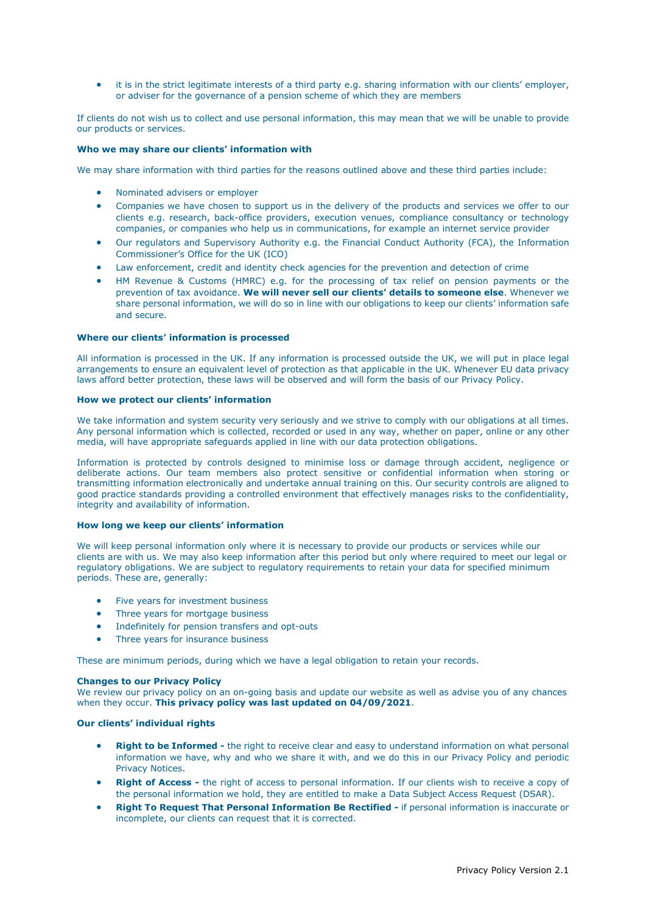- it is in the strict legitimate interests of a third party e.g. sharing information with our clients' employer, or adviser for the governance of a pension scheme of which they are members

If clients do not wish us to collect and use personal information, this may mean that we will be unable to provide our products or services.

**Who we may share our clients' information with**

We may share information with third parties for the reasons outlined above and these third parties include:

- Nominated advisers or employer
- Companies we have chosen to support us in the delivery of the products and services we offer to our clients e.g. research, back-office providers, execution venues, compliance consultancy or technology companies, or companies who help us in communications, for example an internet service provider
- Our regulators and Supervisory Authority e.g. the Financial Conduct Authority (FCA), the Information Commissioner's Office for the UK (ICO)
- Law enforcement, credit and identity check agencies for the prevention and detection of crime
- HM Revenue & Customs (HMRC) e.g. for the processing of tax relief on pension payments or the prevention of tax avoidance. **We will never sell our clients' details to someone else**. Whenever we share personal information, we will do so in line with our obligations to keep our clients' information safe and secure.

**Where our clients' information is processed**

All information is processed in the UK. If any information is processed outside the UK, we will put in place legal arrangements to ensure an equivalent level of protection as that applicable in the UK. Whenever EU data privacy laws afford better protection, these laws will be observed and will form the basis of our Privacy Policy.

**How we protect our clients' information**

We take information and system security very seriously and we strive to comply with our obligations at all times. Any personal information which is collected, recorded or used in any way, whether on paper, online or any other media, will have appropriate safeguards applied in line with our data protection obligations.

Information is protected by controls designed to minimise loss or damage through accident, negligence or deliberate actions. Our team members also protect sensitive or confidential information when storing or transmitting information electronically and undertake annual training on this. Our security controls are aligned to good practice standards providing a controlled environment that effectively manages risks to the confidentiality, integrity and availability of information.

**How long we keep our clients' information**

We will keep personal information only where it is necessary to provide our products or services while our clients are with us. We may also keep information after this period but only where required to meet our legal or regulatory obligations. We are subject to regulatory requirements to retain your data for specified minimum periods. These are, generally:

- Five years for investment business
- Three years for mortgage business
- Indefinitely for pension transfers and opt-outs
- Three years for insurance business

These are minimum periods, during which we have a legal obligation to retain your records.

**Changes to our Privacy Policy**
We review our privacy policy on an on-going basis and update our website as well as advise you of any chances when they occur. **This privacy policy was last updated on 04/09/2021**.

**Our clients' individual rights**

- **Right to be Informed -** the right to receive clear and easy to understand information on what personal information we have, why and who we share it with, and we do this in our Privacy Policy and periodic Privacy Notices.
- **Right of Access -** the right of access to personal information. If our clients wish to receive a copy of the personal information we hold, they are entitled to make a Data Subject Access Request (DSAR).
- **Right To Request That Personal Information Be Rectified -** if personal information is inaccurate or incomplete, our clients can request that it is corrected.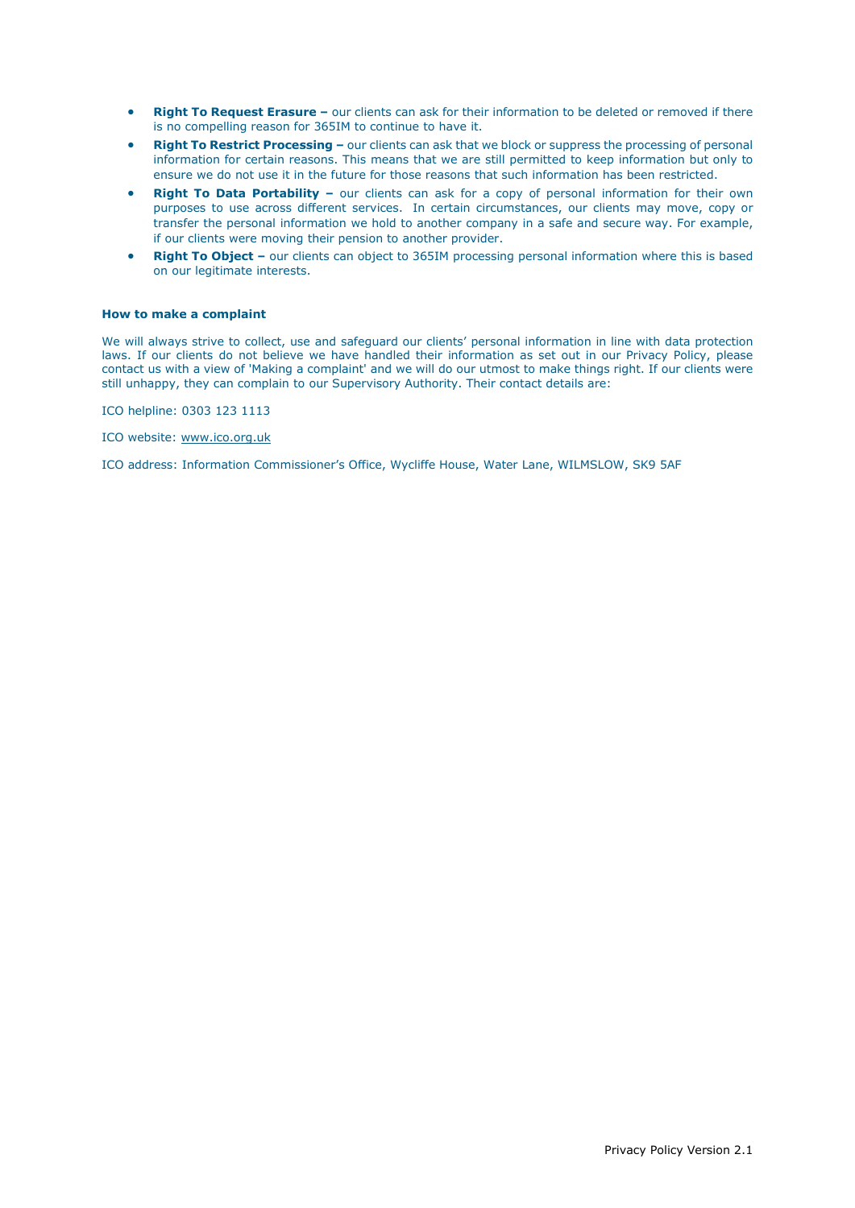- **Right To Request Erasure –** our clients can ask for their information to be deleted or removed if there is no compelling reason for 365IM to continue to have it.
- **Right To Restrict Processing –** our clients can ask that we block or suppress the processing of personal information for certain reasons. This means that we are still permitted to keep information but only to ensure we do not use it in the future for those reasons that such information has been restricted.
- **Right To Data Portability –** our clients can ask for a copy of personal information for their own purposes to use across different services. In certain circumstances, our clients may move, copy or transfer the personal information we hold to another company in a safe and secure way. For example, if our clients were moving their pension to another provider.
- **Right To Object –** our clients can object to 365IM processing personal information where this is based on our legitimate interests.

**How to make a complaint**

We will always strive to collect, use and safeguard our clients' personal information in line with data protection laws. If our clients do not believe we have handled their information as set out in our Privacy Policy, please contact us with a view of 'Making a complaint' and we will do our utmost to make things right. If our clients were still unhappy, they can complain to our Supervisory Authority. Their contact details are:

ICO helpline: 0303 123 1113

ICO website: www.ico.org.uk

ICO address: Information Commissioner's Office, Wycliffe House, Water Lane, WILMSLOW, SK9 5AF

Privacy Policy Version 2.1